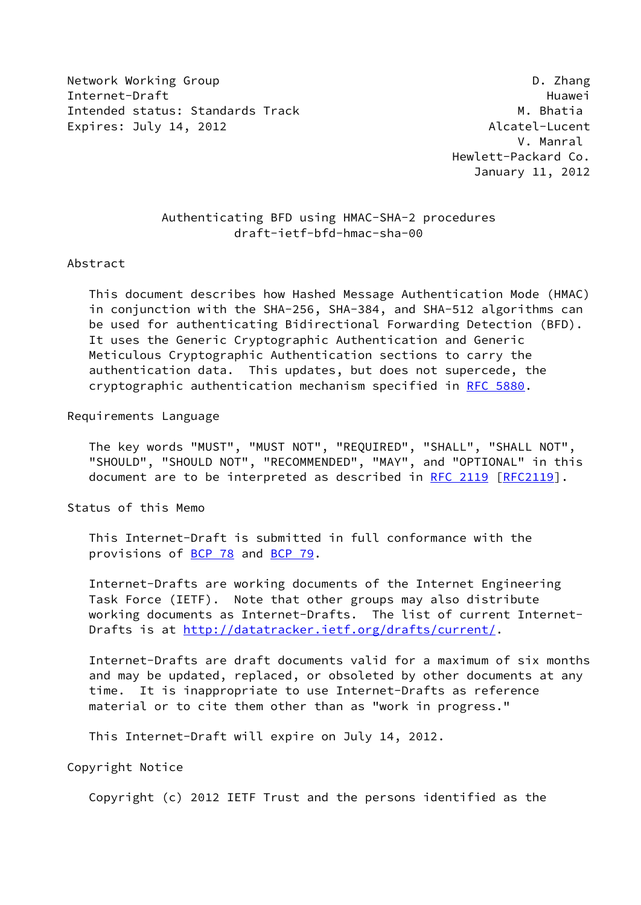Network Working Group D. Zhang
Internet-Draft Huawei
Intended status: Standards Track M. Bhatia
Expires: July 14, 2012 Alcatel-Lucent
V. Manral
Hewlett-Packard Co.
January 11, 2012

# Authenticating BFD using HMAC-SHA-2 procedures
## draft-ietf-bfd-hmac-sha-00

## Abstract

This document describes how Hashed Message Authentication Mode (HMAC) in conjunction with the SHA-256, SHA-384, and SHA-512 algorithms can be used for authenticating Bidirectional Forwarding Detection (BFD). It uses the Generic Cryptographic Authentication and Generic Meticulous Cryptographic Authentication sections to carry the authentication data. This updates, but does not supercede, the cryptographic authentication mechanism specified in RFC 5880.

## Requirements Language

The key words "MUST", "MUST NOT", "REQUIRED", "SHALL", "SHALL NOT", "SHOULD", "SHOULD NOT", "RECOMMENDED", "MAY", and "OPTIONAL" in this document are to be interpreted as described in RFC 2119 [RFC2119].

## Status of this Memo

This Internet-Draft is submitted in full conformance with the provisions of BCP 78 and BCP 79.

Internet-Drafts are working documents of the Internet Engineering Task Force (IETF). Note that other groups may also distribute working documents as Internet-Drafts. The list of current Internet-Drafts is at http://datatracker.ietf.org/drafts/current/.

Internet-Drafts are draft documents valid for a maximum of six months and may be updated, replaced, or obsoleted by other documents at any time. It is inappropriate to use Internet-Drafts as reference material or to cite them other than as "work in progress."

This Internet-Draft will expire on July 14, 2012.

## Copyright Notice

Copyright (c) 2012 IETF Trust and the persons identified as the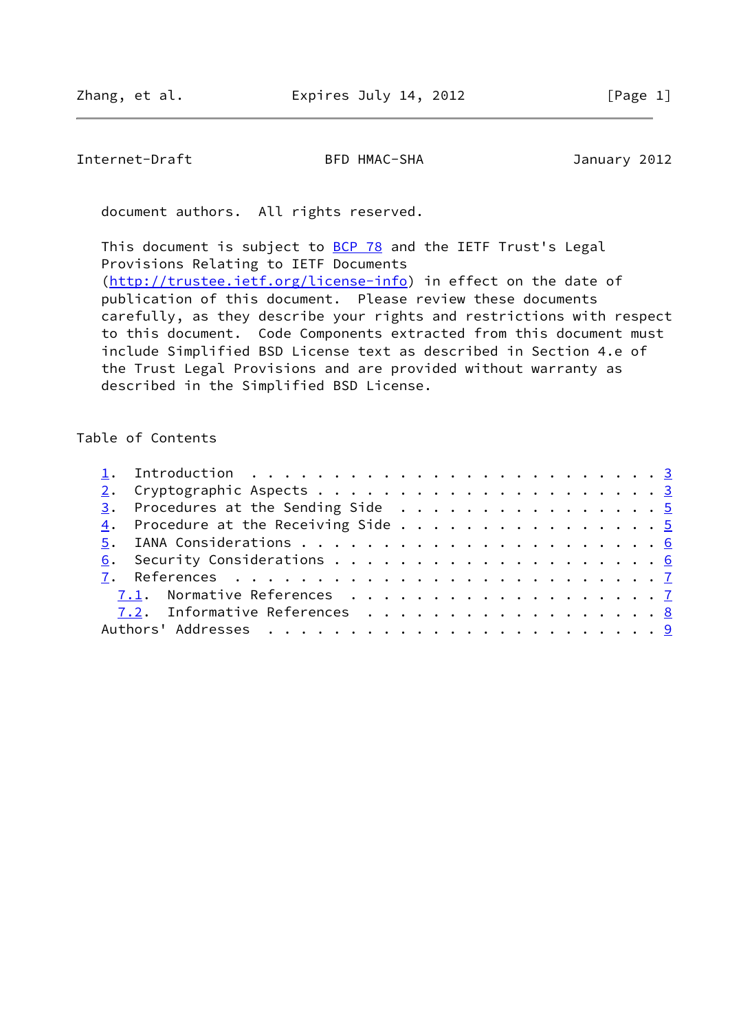document authors. All rights reserved.

This document is subject to BCP 78 and the IETF Trust's Legal Provisions Relating to IETF Documents (http://trustee.ietf.org/license-info) in effect on the date of publication of this document. Please review these documents carefully, as they describe your rights and restrictions with respect to this document. Code Components extracted from this document must include Simplified BSD License text as described in Section 4.e of the Trust Legal Provisions and are provided without warranty as described in the Simplified BSD License.

## Table of Contents

```
   1.  Introduction . . . . . . . . . . . . . . . . . . . . . . . . . 3
   2.  Cryptographic Aspects . . . . . . . . . . . . . . . . . . . . . 3
   3.  Procedures at the Sending Side  . . . . . . . . . . . . . . . . 5
   4.  Procedure at the Receiving Side . . . . . . . . . . . . . . . . 5
   5.  IANA Considerations . . . . . . . . . . . . . . . . . . . . . . 6
   6.  Security Considerations . . . . . . . . . . . . . . . . . . . . 6
   7.  References  . . . . . . . . . . . . . . . . . . . . . . . . . . 7
     7.1.  Normative References  . . . . . . . . . . . . . . . . . . . 7
     7.2.  Informative References  . . . . . . . . . . . . . . . . . . 8
   Authors' Addresses  . . . . . . . . . . . . . . . . . . . . . . . . 9
```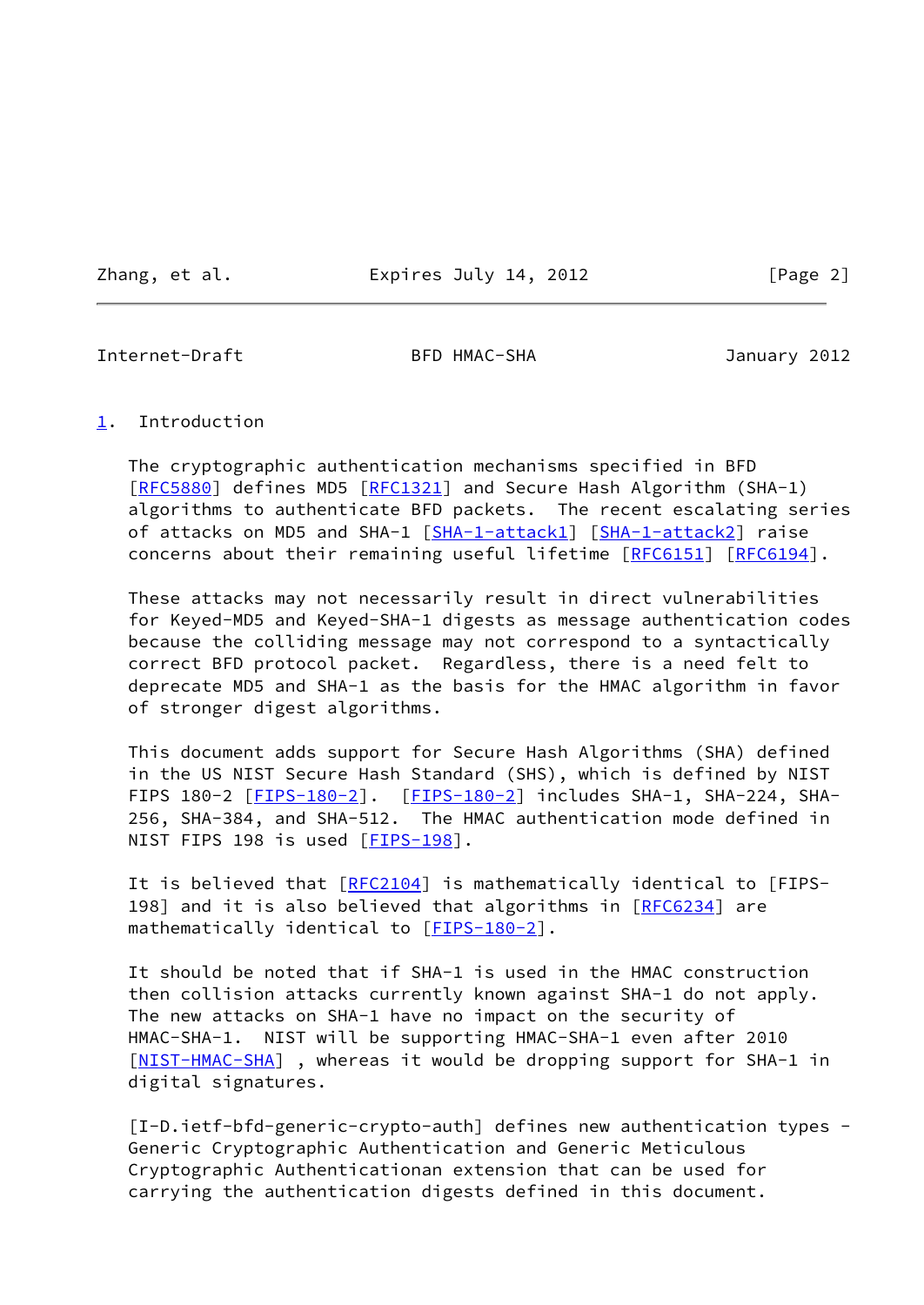## 1. Introduction

The cryptographic authentication mechanisms specified in BFD [RFC5880] defines MD5 [RFC1321] and Secure Hash Algorithm (SHA-1) algorithms to authenticate BFD packets. The recent escalating series of attacks on MD5 and SHA-1 [SHA-1-attack1] [SHA-1-attack2] raise concerns about their remaining useful lifetime [RFC6151] [RFC6194].

These attacks may not necessarily result in direct vulnerabilities for Keyed-MD5 and Keyed-SHA-1 digests as message authentication codes because the colliding message may not correspond to a syntactically correct BFD protocol packet. Regardless, there is a need felt to deprecate MD5 and SHA-1 as the basis for the HMAC algorithm in favor of stronger digest algorithms.

This document adds support for Secure Hash Algorithms (SHA) defined in the US NIST Secure Hash Standard (SHS), which is defined by NIST FIPS 180-2 [FIPS-180-2]. [FIPS-180-2] includes SHA-1, SHA-224, SHA-256, SHA-384, and SHA-512. The HMAC authentication mode defined in NIST FIPS 198 is used [FIPS-198].

It is believed that [RFC2104] is mathematically identical to [FIPS-198] and it is also believed that algorithms in [RFC6234] are mathematically identical to [FIPS-180-2].

It should be noted that if SHA-1 is used in the HMAC construction then collision attacks currently known against SHA-1 do not apply. The new attacks on SHA-1 have no impact on the security of HMAC-SHA-1. NIST will be supporting HMAC-SHA-1 even after 2010 [NIST-HMAC-SHA] , whereas it would be dropping support for SHA-1 in digital signatures.

[I-D.ietf-bfd-generic-crypto-auth] defines new authentication types - Generic Cryptographic Authentication and Generic Meticulous Cryptographic Authenticationan extension that can be used for carrying the authentication digests defined in this document.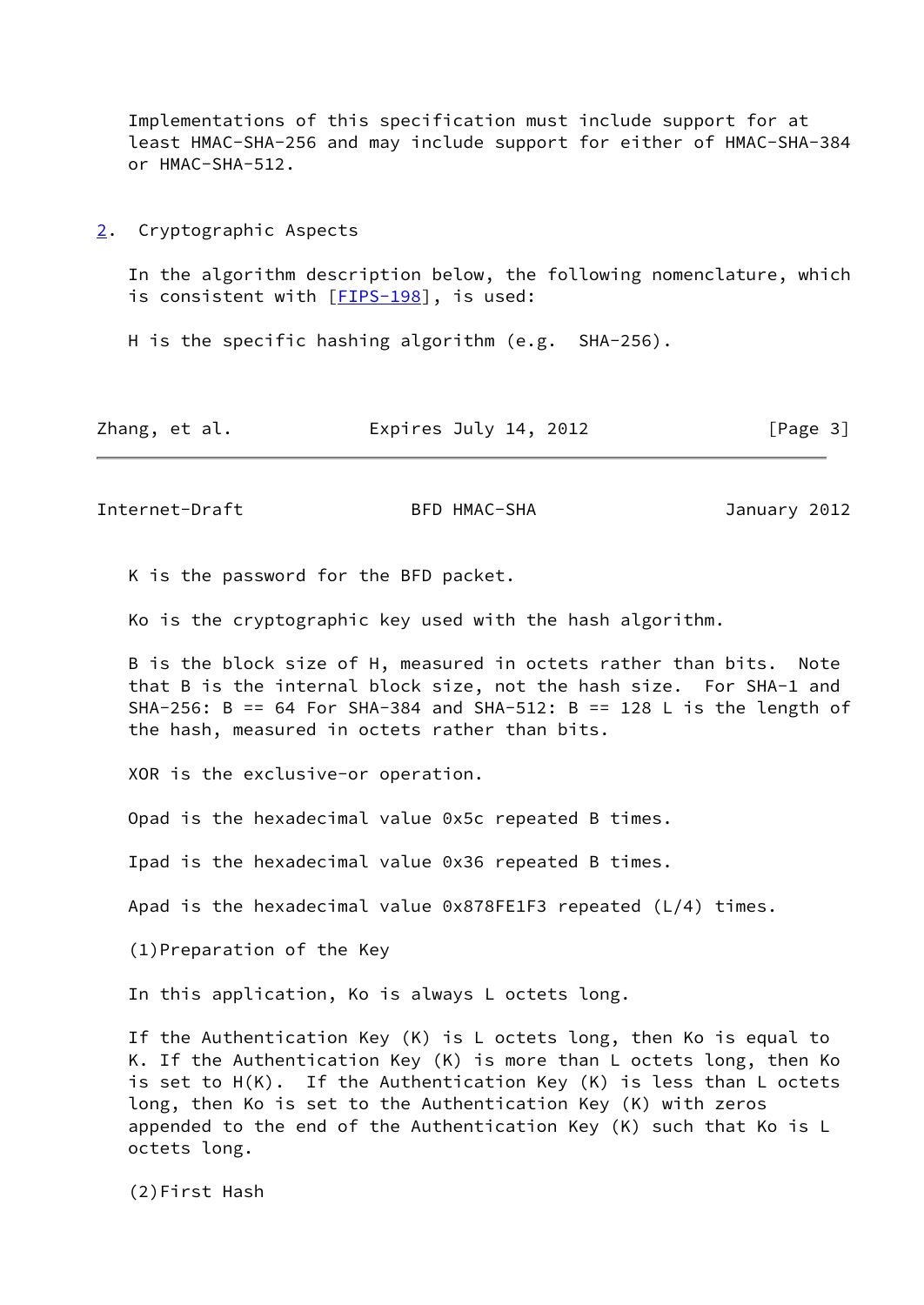Implementations of this specification must include support for at least HMAC-SHA-256 and may include support for either of HMAC-SHA-384 or HMAC-SHA-512.

## 2. Cryptographic Aspects

In the algorithm description below, the following nomenclature, which is consistent with [FIPS-198], is used:

H is the specific hashing algorithm (e.g. SHA-256).

K is the password for the BFD packet.

Ko is the cryptographic key used with the hash algorithm.

B is the block size of H, measured in octets rather than bits. Note that B is the internal block size, not the hash size. For SHA-1 and SHA-256: B == 64 For SHA-384 and SHA-512: B == 128 L is the length of the hash, measured in octets rather than bits.

XOR is the exclusive-or operation.

Opad is the hexadecimal value 0x5c repeated B times.

Ipad is the hexadecimal value 0x36 repeated B times.

Apad is the hexadecimal value 0x878FE1F3 repeated (L/4) times.

(1)Preparation of the Key

In this application, Ko is always L octets long.

If the Authentication Key (K) is L octets long, then Ko is equal to K. If the Authentication Key (K) is more than L octets long, then Ko is set to H(K). If the Authentication Key (K) is less than L octets long, then Ko is set to the Authentication Key (K) with zeros appended to the end of the Authentication Key (K) such that Ko is L octets long.

(2)First Hash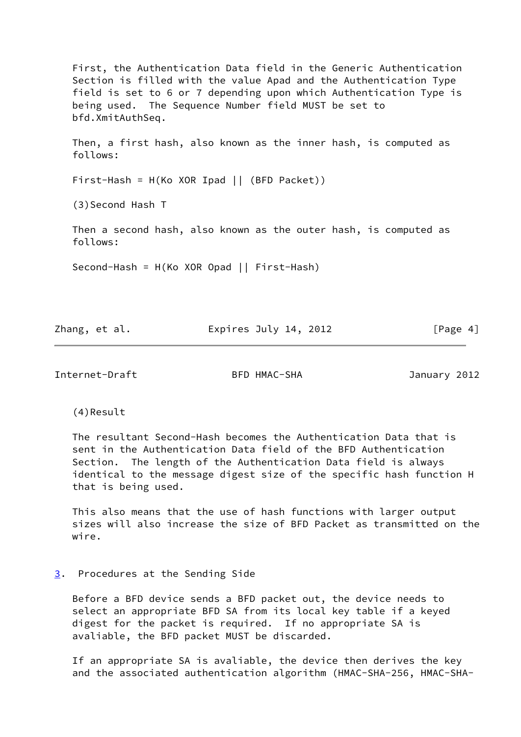First, the Authentication Data field in the Generic Authentication Section is filled with the value Apad and the Authentication Type field is set to 6 or 7 depending upon which Authentication Type is being used. The Sequence Number field MUST be set to bfd.XmitAuthSeq.

Then, a first hash, also known as the inner hash, is computed as follows:

First-Hash = H(Ko XOR Ipad || (BFD Packet))

(3)Second Hash T

Then a second hash, also known as the outer hash, is computed as follows:

Second-Hash = H(Ko XOR Opad || First-Hash)

(4)Result

The resultant Second-Hash becomes the Authentication Data that is sent in the Authentication Data field of the BFD Authentication Section. The length of the Authentication Data field is always identical to the message digest size of the specific hash function H that is being used.

This also means that the use of hash functions with larger output sizes will also increase the size of BFD Packet as transmitted on the wire.

## 3. Procedures at the Sending Side

Before a BFD device sends a BFD packet out, the device needs to select an appropriate BFD SA from its local key table if a keyed digest for the packet is required. If no appropriate SA is avaliable, the BFD packet MUST be discarded.

If an appropriate SA is avaliable, the device then derives the key and the associated authentication algorithm (HMAC-SHA-256, HMAC-SHA-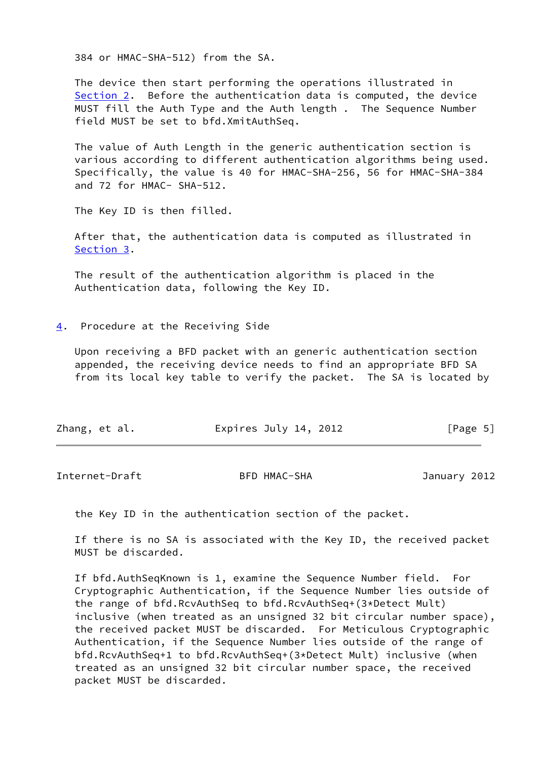384 or HMAC-SHA-512) from the SA.

The device then start performing the operations illustrated in Section 2. Before the authentication data is computed, the device MUST fill the Auth Type and the Auth length . The Sequence Number field MUST be set to bfd.XmitAuthSeq.

The value of Auth Length in the generic authentication section is various according to different authentication algorithms being used. Specifically, the value is 40 for HMAC-SHA-256, 56 for HMAC-SHA-384 and 72 for HMAC- SHA-512.

The Key ID is then filled.

After that, the authentication data is computed as illustrated in Section 3.

The result of the authentication algorithm is placed in the Authentication data, following the Key ID.

## 4. Procedure at the Receiving Side

Upon receiving a BFD packet with an generic authentication section appended, the receiving device needs to find an appropriate BFD SA from its local key table to verify the packet. The SA is located by the Key ID in the authentication section of the packet.

If there is no SA is associated with the Key ID, the received packet MUST be discarded.

If bfd.AuthSeqKnown is 1, examine the Sequence Number field. For Cryptographic Authentication, if the Sequence Number lies outside of the range of bfd.RcvAuthSeq to bfd.RcvAuthSeq+(3*Detect Mult) inclusive (when treated as an unsigned 32 bit circular number space), the received packet MUST be discarded. For Meticulous Cryptographic Authentication, if the Sequence Number lies outside of the range of bfd.RcvAuthSeq+1 to bfd.RcvAuthSeq+(3*Detect Mult) inclusive (when treated as an unsigned 32 bit circular number space, the received packet MUST be discarded.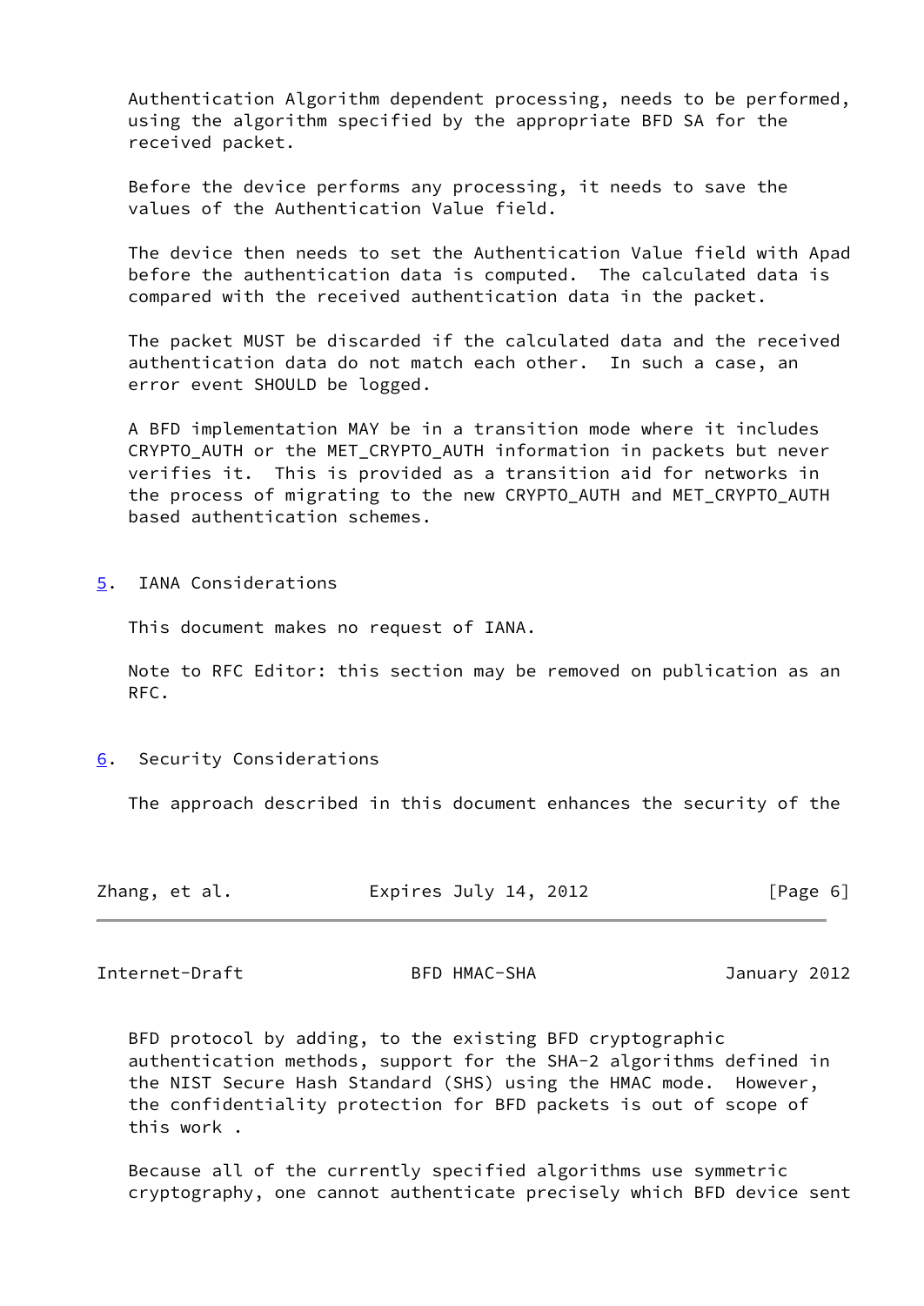Authentication Algorithm dependent processing, needs to be performed, using the algorithm specified by the appropriate BFD SA for the received packet.

Before the device performs any processing, it needs to save the values of the Authentication Value field.

The device then needs to set the Authentication Value field with Apad before the authentication data is computed. The calculated data is compared with the received authentication data in the packet.

The packet MUST be discarded if the calculated data and the received authentication data do not match each other. In such a case, an error event SHOULD be logged.

A BFD implementation MAY be in a transition mode where it includes CRYPTO_AUTH or the MET_CRYPTO_AUTH information in packets but never verifies it. This is provided as a transition aid for networks in the process of migrating to the new CRYPTO_AUTH and MET_CRYPTO_AUTH based authentication schemes.

## 5. IANA Considerations

This document makes no request of IANA.

Note to RFC Editor: this section may be removed on publication as an RFC.

## 6. Security Considerations

The approach described in this document enhances the security of the BFD protocol by adding, to the existing BFD cryptographic authentication methods, support for the SHA-2 algorithms defined in the NIST Secure Hash Standard (SHS) using the HMAC mode. However, the confidentiality protection for BFD packets is out of scope of this work .

Because all of the currently specified algorithms use symmetric cryptography, one cannot authenticate precisely which BFD device sent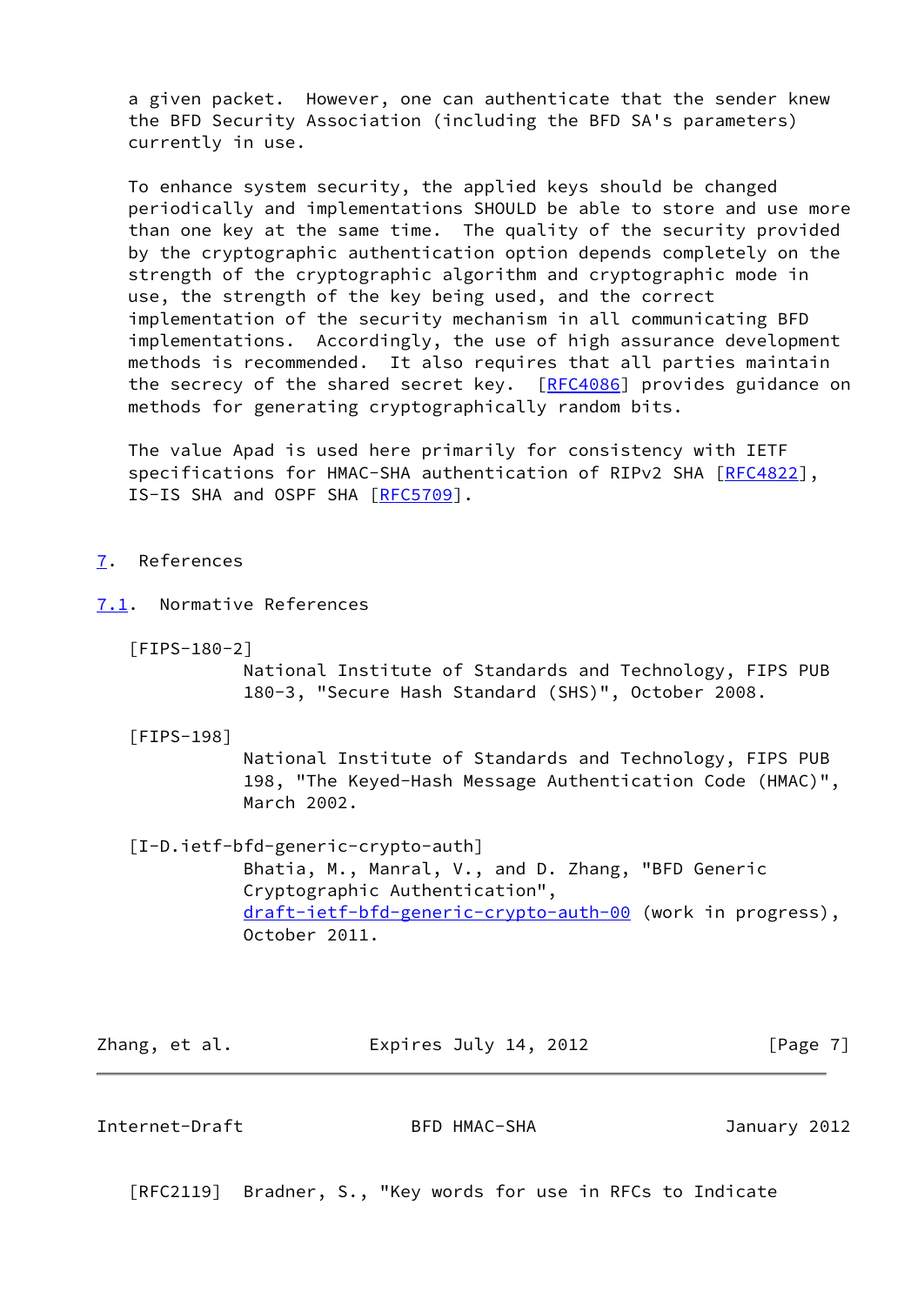a given packet. However, one can authenticate that the sender knew the BFD Security Association (including the BFD SA's parameters) currently in use.

To enhance system security, the applied keys should be changed periodically and implementations SHOULD be able to store and use more than one key at the same time. The quality of the security provided by the cryptographic authentication option depends completely on the strength of the cryptographic algorithm and cryptographic mode in use, the strength of the key being used, and the correct implementation of the security mechanism in all communicating BFD implementations. Accordingly, the use of high assurance development methods is recommended. It also requires that all parties maintain the secrecy of the shared secret key. [RFC4086] provides guidance on methods for generating cryptographically random bits.

The value Apad is used here primarily for consistency with IETF specifications for HMAC-SHA authentication of RIPv2 SHA [RFC4822], IS-IS SHA and OSPF SHA [RFC5709].

# 7. References

## 7.1. Normative References

[FIPS-180-2]
National Institute of Standards and Technology, FIPS PUB 180-3, "Secure Hash Standard (SHS)", October 2008.

[FIPS-198]
National Institute of Standards and Technology, FIPS PUB 198, "The Keyed-Hash Message Authentication Code (HMAC)", March 2002.

[I-D.ietf-bfd-generic-crypto-auth]
Bhatia, M., Manral, V., and D. Zhang, "BFD Generic Cryptographic Authentication", draft-ietf-bfd-generic-crypto-auth-00 (work in progress), October 2011.

[RFC2119] Bradner, S., "Key words for use in RFCs to Indicate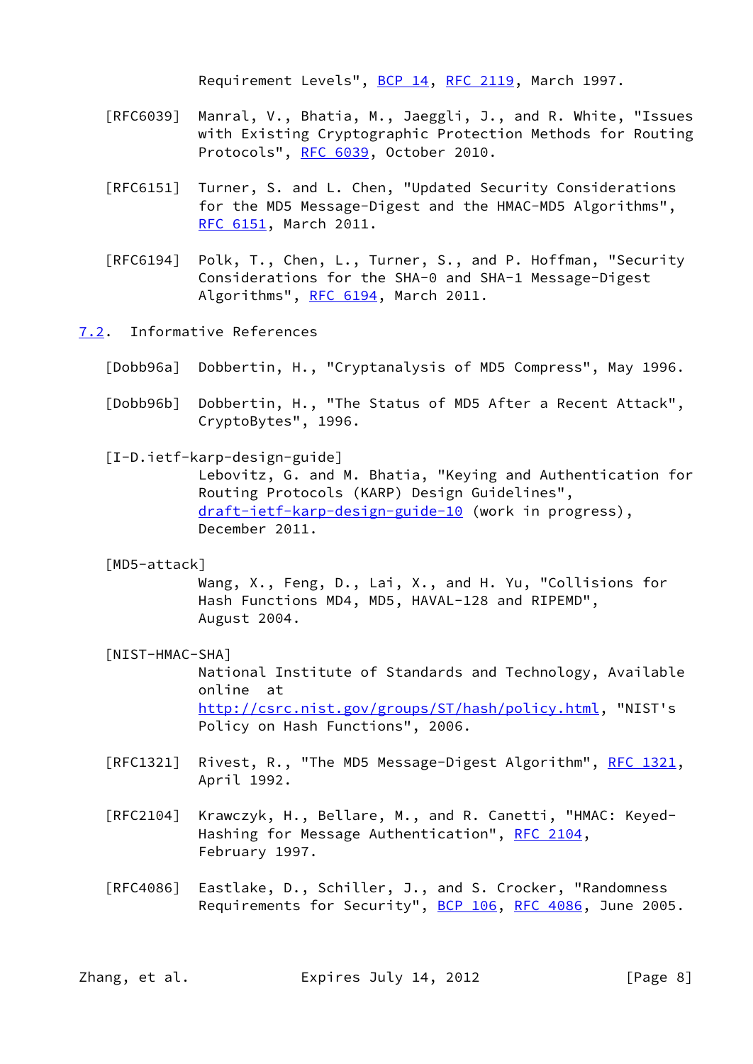Requirement Levels", BCP 14, RFC 2119, March 1997.

[RFC6039] Manral, V., Bhatia, M., Jaeggli, J., and R. White, "Issues with Existing Cryptographic Protection Methods for Routing Protocols", RFC 6039, October 2010.

[RFC6151] Turner, S. and L. Chen, "Updated Security Considerations for the MD5 Message-Digest and the HMAC-MD5 Algorithms", RFC 6151, March 2011.

[RFC6194] Polk, T., Chen, L., Turner, S., and P. Hoffman, "Security Considerations for the SHA-0 and SHA-1 Message-Digest Algorithms", RFC 6194, March 2011.

### 7.2. Informative References

[Dobb96a] Dobbertin, H., "Cryptanalysis of MD5 Compress", May 1996.

[Dobb96b] Dobbertin, H., "The Status of MD5 After a Recent Attack", CryptoBytes", 1996.

[I-D.ietf-karp-design-guide]
Lebovitz, G. and M. Bhatia, "Keying and Authentication for Routing Protocols (KARP) Design Guidelines", draft-ietf-karp-design-guide-10 (work in progress), December 2011.

[MD5-attack]
Wang, X., Feng, D., Lai, X., and H. Yu, "Collisions for Hash Functions MD4, MD5, HAVAL-128 and RIPEMD", August 2004.

[NIST-HMAC-SHA]
National Institute of Standards and Technology, Available online at http://csrc.nist.gov/groups/ST/hash/policy.html, "NIST's Policy on Hash Functions", 2006.

[RFC1321] Rivest, R., "The MD5 Message-Digest Algorithm", RFC 1321, April 1992.

[RFC2104] Krawczyk, H., Bellare, M., and R. Canetti, "HMAC: Keyed-Hashing for Message Authentication", RFC 2104, February 1997.

[RFC4086] Eastlake, D., Schiller, J., and S. Crocker, "Randomness Requirements for Security", BCP 106, RFC 4086, June 2005.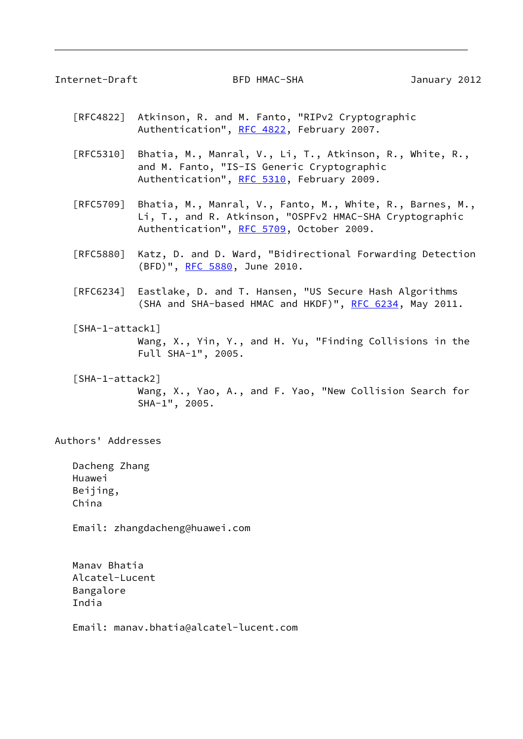[RFC4822] Atkinson, R. and M. Fanto, "RIPv2 Cryptographic Authentication", RFC 4822, February 2007.

[RFC5310] Bhatia, M., Manral, V., Li, T., Atkinson, R., White, R., and M. Fanto, "IS-IS Generic Cryptographic Authentication", RFC 5310, February 2009.

[RFC5709] Bhatia, M., Manral, V., Fanto, M., White, R., Barnes, M., Li, T., and R. Atkinson, "OSPFv2 HMAC-SHA Cryptographic Authentication", RFC 5709, October 2009.

[RFC5880] Katz, D. and D. Ward, "Bidirectional Forwarding Detection (BFD)", RFC 5880, June 2010.

[RFC6234] Eastlake, D. and T. Hansen, "US Secure Hash Algorithms (SHA and SHA-based HMAC and HKDF)", RFC 6234, May 2011.

[SHA-1-attack1] Wang, X., Yin, Y., and H. Yu, "Finding Collisions in the Full SHA-1", 2005.

[SHA-1-attack2] Wang, X., Yao, A., and F. Yao, "New Collision Search for SHA-1", 2005.

## Authors' Addresses

Dacheng Zhang
Huawei
Beijing,
China

Email: zhangdacheng@huawei.com

Manav Bhatia
Alcatel-Lucent
Bangalore
India

Email: manav.bhatia@alcatel-lucent.com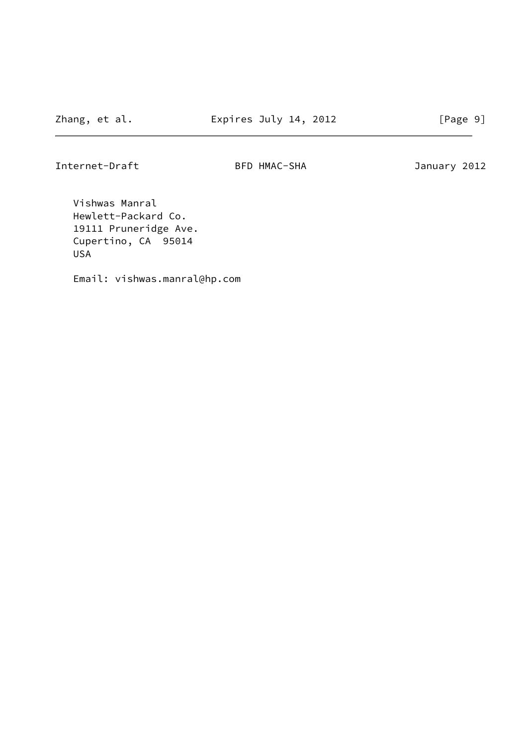Vishwas Manral
Hewlett-Packard Co.
19111 Pruneridge Ave.
Cupertino, CA  95014
USA

Email: vishwas.manral@hp.com